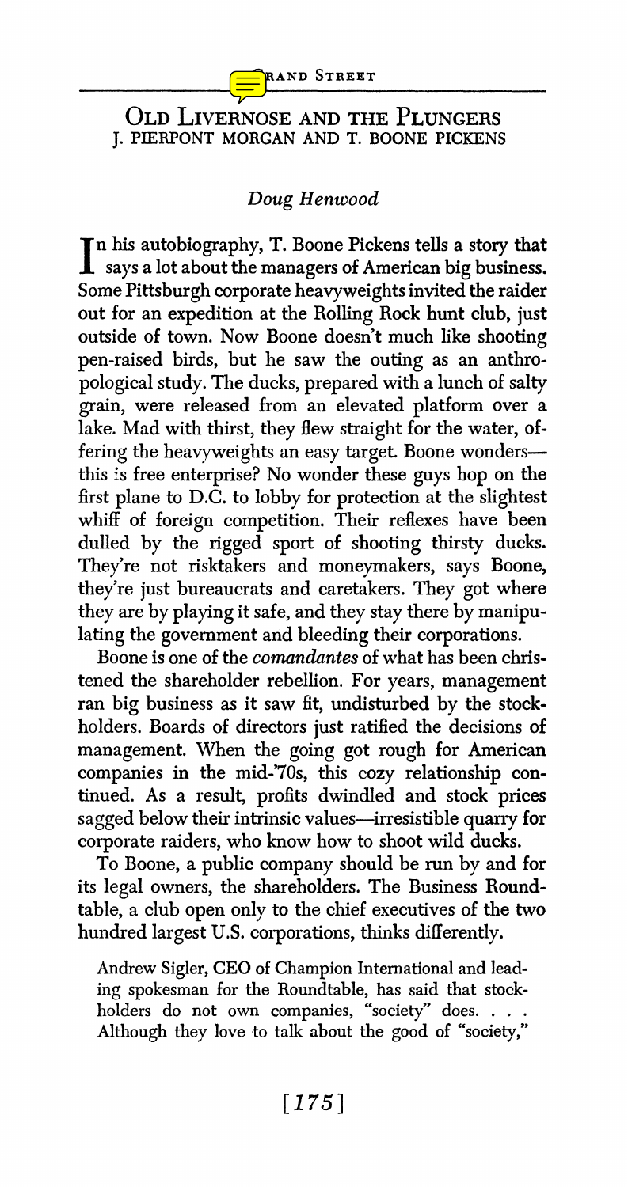# Old Livernose and the Plungers

## J. Pierpont Morgan and T. Boone Pickens

*Doug Henwood*

In his autobiography, T. Boone Pickens tells a story that says a lot about the managers of American big business. Some Pittsburgh corporate heavyweights invited the raider out for an expedition at the Rolling Rock hunt club, just outside of town. Now Boone doesn't much like shooting pen-raised birds, but he saw the outing as an anthropological study. The ducks, prepared with a lunch of salty grain, were released from an elevated platform over a lake. Mad with thirst, they flew straight for the water, offering the heavyweights an easy target. Boone wonders—this is free enterprise? No wonder these guys hop on the first plane to D.C. to lobby for protection at the slightest whiff of foreign competition. Their reflexes have been dulled by the rigged sport of shooting thirsty ducks. They're not risktakers and moneymakers, says Boone, they're just bureaucrats and caretakers. They got where they are by playing it safe, and they stay there by manipulating the government and bleeding their corporations.

Boone is one of the *comandantes* of what has been christened the shareholder rebellion. For years, management ran big business as it saw fit, undisturbed by the stockholders. Boards of directors just ratified the decisions of management. When the going got rough for American companies in the mid-'70s, this cozy relationship continued. As a result, profits dwindled and stock prices sagged below their intrinsic values—irresistible quarry for corporate raiders, who know how to shoot wild ducks.

To Boone, a public company should be run by and for its legal owners, the shareholders. The Business Roundtable, a club open only to the chief executives of the two hundred largest U.S. corporations, thinks differently.

> Andrew Sigler, CEO of Champion International and leading spokesman for the Roundtable, has said that stockholders do not own companies, "society" does. . . . Although they love to talk about the good of "society,"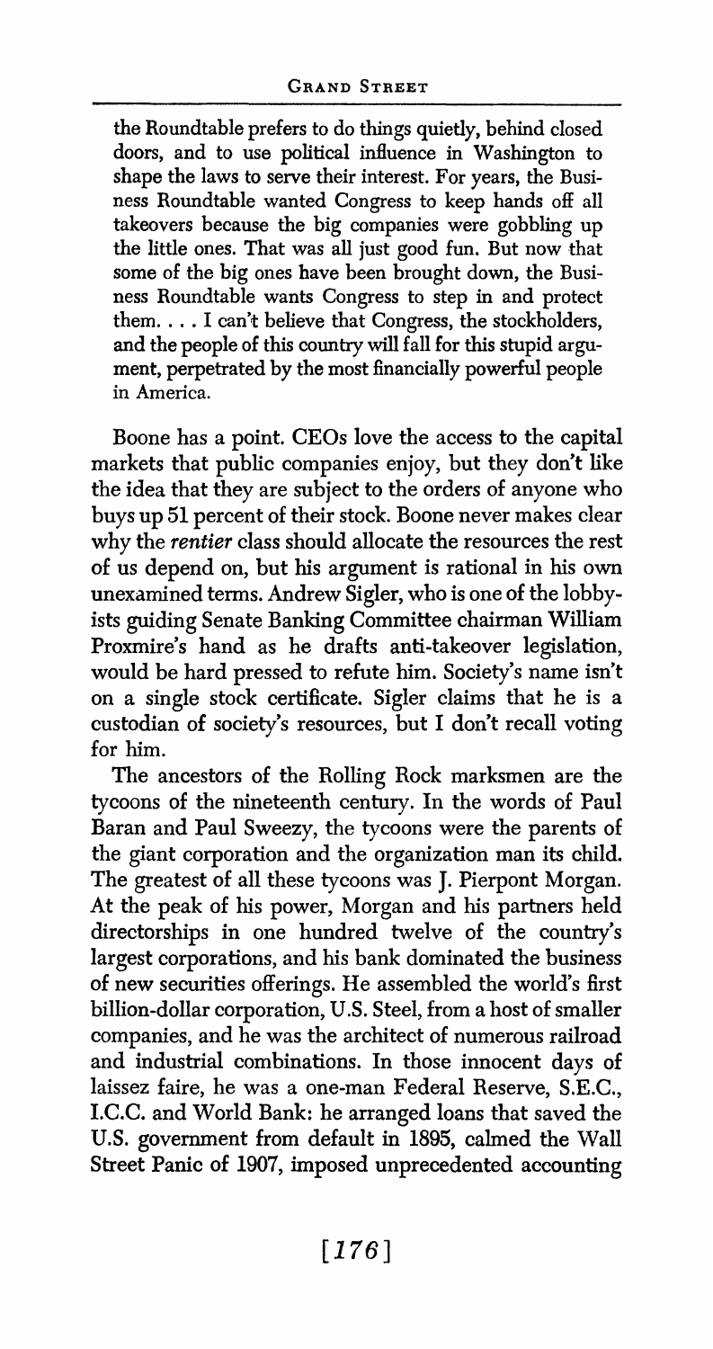the Roundtable prefers to do things quietly, behind closed doors, and to use political influence in Washington to shape the laws to serve their interest. For years, the Business Roundtable wanted Congress to keep hands off all takeovers because the big companies were gobbling up the little ones. That was all just good fun. But now that some of the big ones have been brought down, the Business Roundtable wants Congress to step in and protect them. . . . I can't believe that Congress, the stockholders, and the people of this country will fall for this stupid argument, perpetrated by the most financially powerful people in America.

Boone has a point. CEOs love the access to the capital markets that public companies enjoy, but they don't like the idea that they are subject to the orders of anyone who buys up 51 percent of their stock. Boone never makes clear why the *rentier* class should allocate the resources the rest of us depend on, but his argument is rational in his own unexamined terms. Andrew Sigler, who is one of the lobbyists guiding Senate Banking Committee chairman William Proxmire's hand as he drafts anti-takeover legislation, would be hard pressed to refute him. Society's name isn't on a single stock certificate. Sigler claims that he is a custodian of society's resources, but I don't recall voting for him.

The ancestors of the Rolling Rock marksmen are the tycoons of the nineteenth century. In the words of Paul Baran and Paul Sweezy, the tycoons were the parents of the giant corporation and the organization man its child. The greatest of all these tycoons was J. Pierpont Morgan. At the peak of his power, Morgan and his partners held directorships in one hundred twelve of the country's largest corporations, and his bank dominated the business of new securities offerings. He assembled the world's first billion-dollar corporation, U.S. Steel, from a host of smaller companies, and he was the architect of numerous railroad and industrial combinations. In those innocent days of laissez faire, he was a one-man Federal Reserve, S.E.C., I.C.C. and World Bank: he arranged loans that saved the U.S. government from default in 1895, calmed the Wall Street Panic of 1907, imposed unprecedented accounting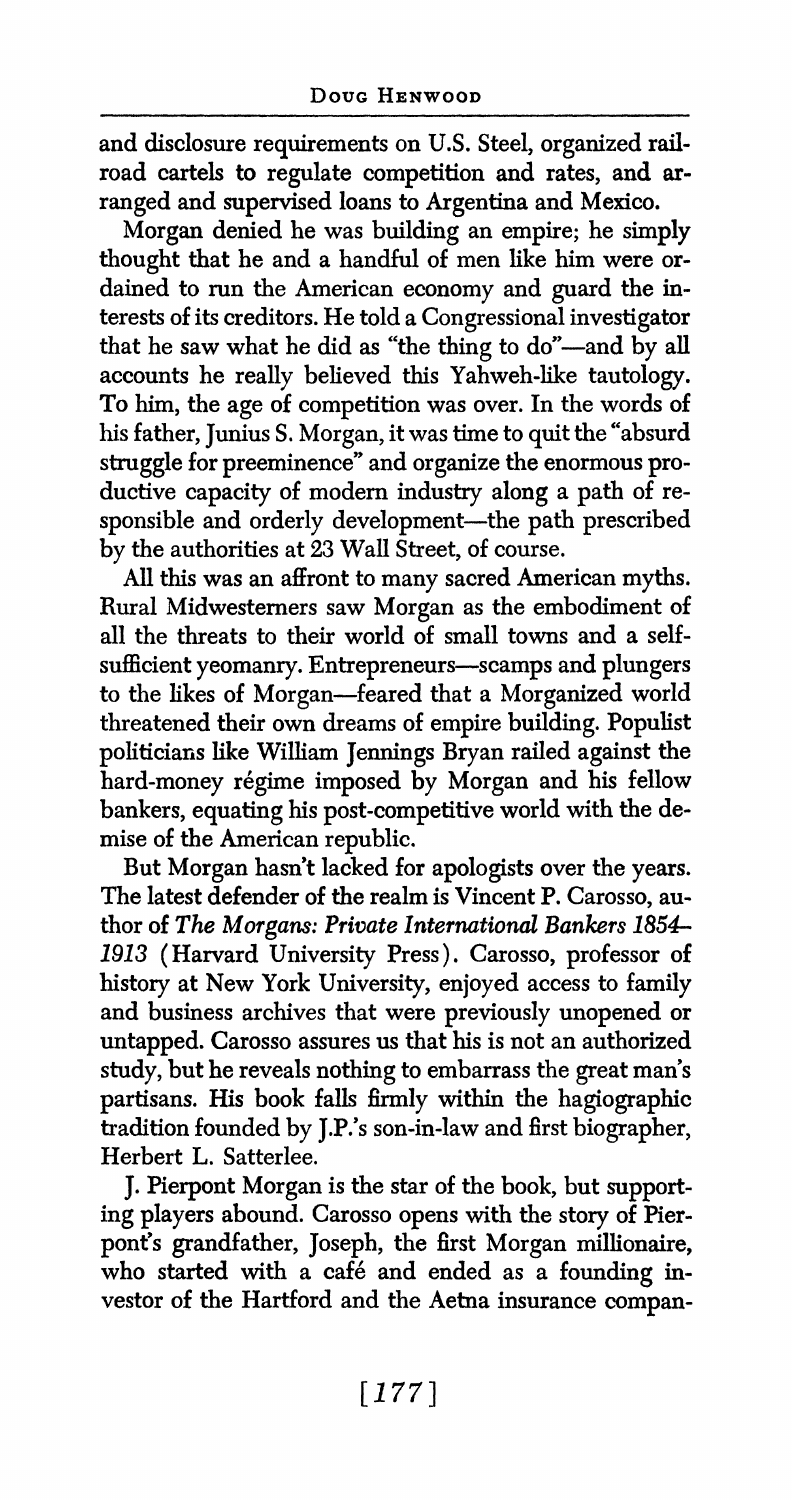and disclosure requirements on U.S. Steel, organized railroad cartels to regulate competition and rates, and arranged and supervised loans to Argentina and Mexico.

Morgan denied he was building an empire; he simply thought that he and a handful of men like him were ordained to run the American economy and guard the interests of its creditors. He told a Congressional investigator that he saw what he did as "the thing to do"—and by all accounts he really believed this Yahweh-like tautology. To him, the age of competition was over. In the words of his father, Junius S. Morgan, it was time to quit the "absurd struggle for preeminence" and organize the enormous productive capacity of modern industry along a path of responsible and orderly development—the path prescribed by the authorities at 23 Wall Street, of course.

All this was an affront to many sacred American myths. Rural Midwesterners saw Morgan as the embodiment of all the threats to their world of small towns and a self-sufficient yeomanry. Entrepreneurs—scamps and plungers to the likes of Morgan—feared that a Morganized world threatened their own dreams of empire building. Populist politicians like William Jennings Bryan railed against the hard-money régime imposed by Morgan and his fellow bankers, equating his post-competitive world with the demise of the American republic.

But Morgan hasn't lacked for apologists over the years. The latest defender of the realm is Vincent P. Carosso, author of *The Morgans: Private International Bankers 1854–1913* (Harvard University Press). Carosso, professor of history at New York University, enjoyed access to family and business archives that were previously unopened or untapped. Carosso assures us that his is not an authorized study, but he reveals nothing to embarrass the great man's partisans. His book falls firmly within the hagiographic tradition founded by J.P.'s son-in-law and first biographer, Herbert L. Satterlee.

J. Pierpont Morgan is the star of the book, but supporting players abound. Carosso opens with the story of Pierpont's grandfather, Joseph, the first Morgan millionaire, who started with a café and ended as a founding investor of the Hartford and the Aetna insurance compan-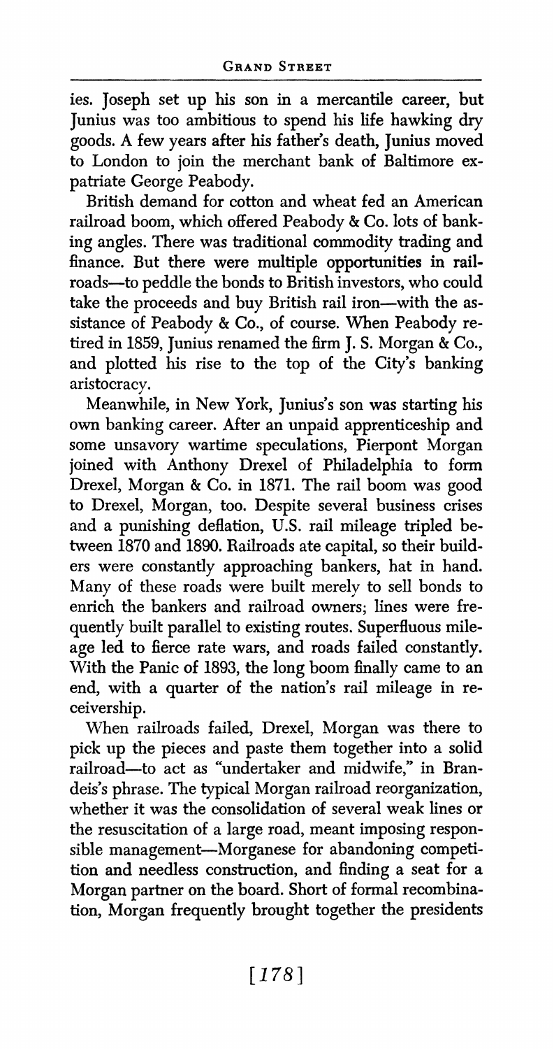ies. Joseph set up his son in a mercantile career, but Junius was too ambitious to spend his life hawking dry goods. A few years after his father's death, Junius moved to London to join the merchant bank of Baltimore expatriate George Peabody.

British demand for cotton and wheat fed an American railroad boom, which offered Peabody & Co. lots of banking angles. There was traditional commodity trading and finance. But there were multiple opportunities in railroads—to peddle the bonds to British investors, who could take the proceeds and buy British rail iron—with the assistance of Peabody & Co., of course. When Peabody retired in 1859, Junius renamed the firm J. S. Morgan & Co., and plotted his rise to the top of the City's banking aristocracy.

Meanwhile, in New York, Junius's son was starting his own banking career. After an unpaid apprenticeship and some unsavory wartime speculations, Pierpont Morgan joined with Anthony Drexel of Philadelphia to form Drexel, Morgan & Co. in 1871. The rail boom was good to Drexel, Morgan, too. Despite several business crises and a punishing deflation, U.S. rail mileage tripled between 1870 and 1890. Railroads ate capital, so their builders were constantly approaching bankers, hat in hand. Many of these roads were built merely to sell bonds to enrich the bankers and railroad owners; lines were frequently built parallel to existing routes. Superfluous mileage led to fierce rate wars, and roads failed constantly. With the Panic of 1893, the long boom finally came to an end, with a quarter of the nation's rail mileage in receivership.

When railroads failed, Drexel, Morgan was there to pick up the pieces and paste them together into a solid railroad—to act as "undertaker and midwife," in Brandeis's phrase. The typical Morgan railroad reorganization, whether it was the consolidation of several weak lines or the resuscitation of a large road, meant imposing responsible management—Morganese for abandoning competition and needless construction, and finding a seat for a Morgan partner on the board. Short of formal recombination, Morgan frequently brought together the presidents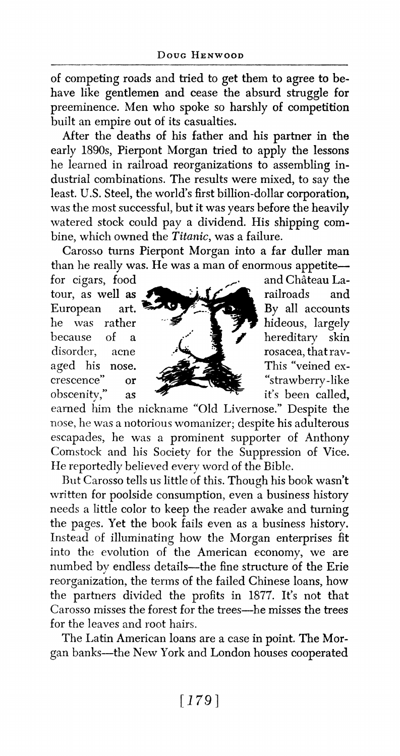of competing roads and tried to get them to agree to behave like gentlemen and cease the absurd struggle for preeminence. Men who spoke so harshly of competition built an empire out of its casualties.

After the deaths of his father and his partner in the early 1890s, Pierpont Morgan tried to apply the lessons he learned in railroad reorganizations to assembling industrial combinations. The results were mixed, to say the least. U.S. Steel, the world's first billion-dollar corporation, was the most successful, but it was years before the heavily watered stock could pay a dividend. His shipping combine, which owned the *Titanic*, was a failure.

Carosso turns Pierpont Morgan into a far duller man than he really was. He was a man of enormous appetite—for cigars, food and Château Latour, as well as railroads and European art. By all accounts he was rather hideous, largely because of a hereditary skin disorder, acne rosacea, that ravaged his nose. This "veined excrescence" or "strawberry-like obscenity," as it's been called, earned him the nickname "Old Livernose." Despite the nose, he was a notorious womanizer; despite his adulterous escapades, he was a prominent supporter of Anthony Comstock and his Society for the Suppression of Vice. He reportedly believed every word of the Bible.

But Carosso tells us little of this. Though his book wasn't written for poolside consumption, even a business history needs a little color to keep the reader awake and turning the pages. Yet the book fails even as a business history. Instead of illuminating how the Morgan enterprises fit into the evolution of the American economy, we are numbed by endless details—the fine structure of the Erie reorganization, the terms of the failed Chinese loans, how the partners divided the profits in 1877. It's not that Carosso misses the forest for the trees—he misses the trees for the leaves and root hairs.

The Latin American loans are a case in point. The Morgan banks—the New York and London houses cooperated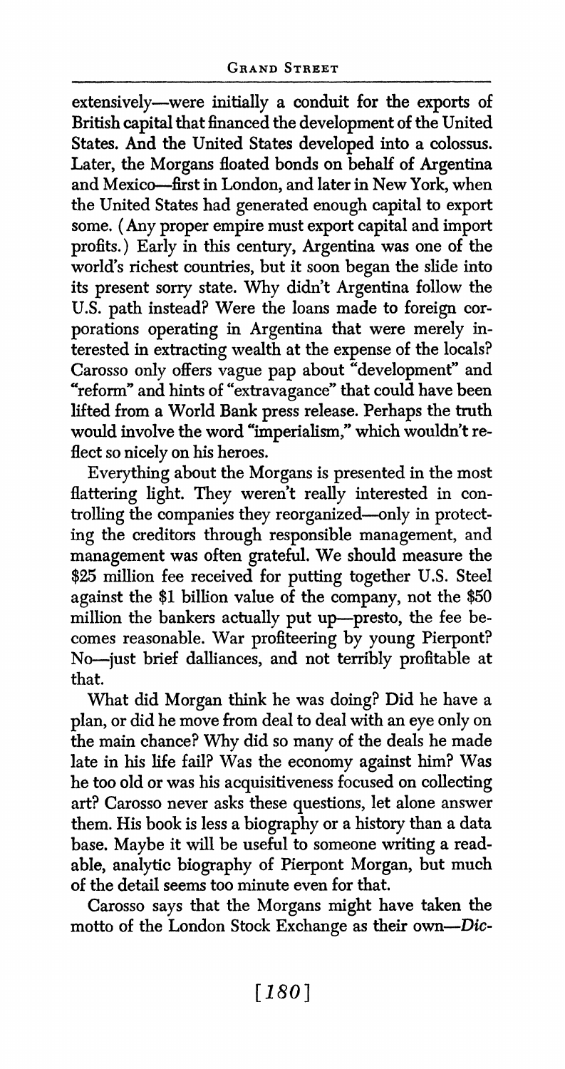extensively—were initially a conduit for the exports of British capital that financed the development of the United States. And the United States developed into a colossus. Later, the Morgans floated bonds on behalf of Argentina and Mexico—first in London, and later in New York, when the United States had generated enough capital to export some. (Any proper empire must export capital and import profits.) Early in this century, Argentina was one of the world's richest countries, but it soon began the slide into its present sorry state. Why didn't Argentina follow the U.S. path instead? Were the loans made to foreign corporations operating in Argentina that were merely interested in extracting wealth at the expense of the locals? Carosso only offers vague pap about "development" and "reform" and hints of "extravagance" that could have been lifted from a World Bank press release. Perhaps the truth would involve the word "imperialism," which wouldn't reflect so nicely on his heroes.

Everything about the Morgans is presented in the most flattering light. They weren't really interested in controlling the companies they reorganized—only in protecting the creditors through responsible management, and management was often grateful. We should measure the $25 million fee received for putting together U.S. Steel against the $1 billion value of the company, not the $50 million the bankers actually put up—presto, the fee becomes reasonable. War profiteering by young Pierpont? No—just brief dalliances, and not terribly profitable at that.

What did Morgan think he was doing? Did he have a plan, or did he move from deal to deal with an eye only on the main chance? Why did so many of the deals he made late in his life fail? Was the economy against him? Was he too old or was his acquisitiveness focused on collecting art? Carosso never asks these questions, let alone answer them. His book is less a biography or a history than a data base. Maybe it will be useful to someone writing a readable, analytic biography of Pierpont Morgan, but much of the detail seems too minute even for that.

Carosso says that the Morgans might have taken the motto of the London Stock Exchange as their own—*Dic-*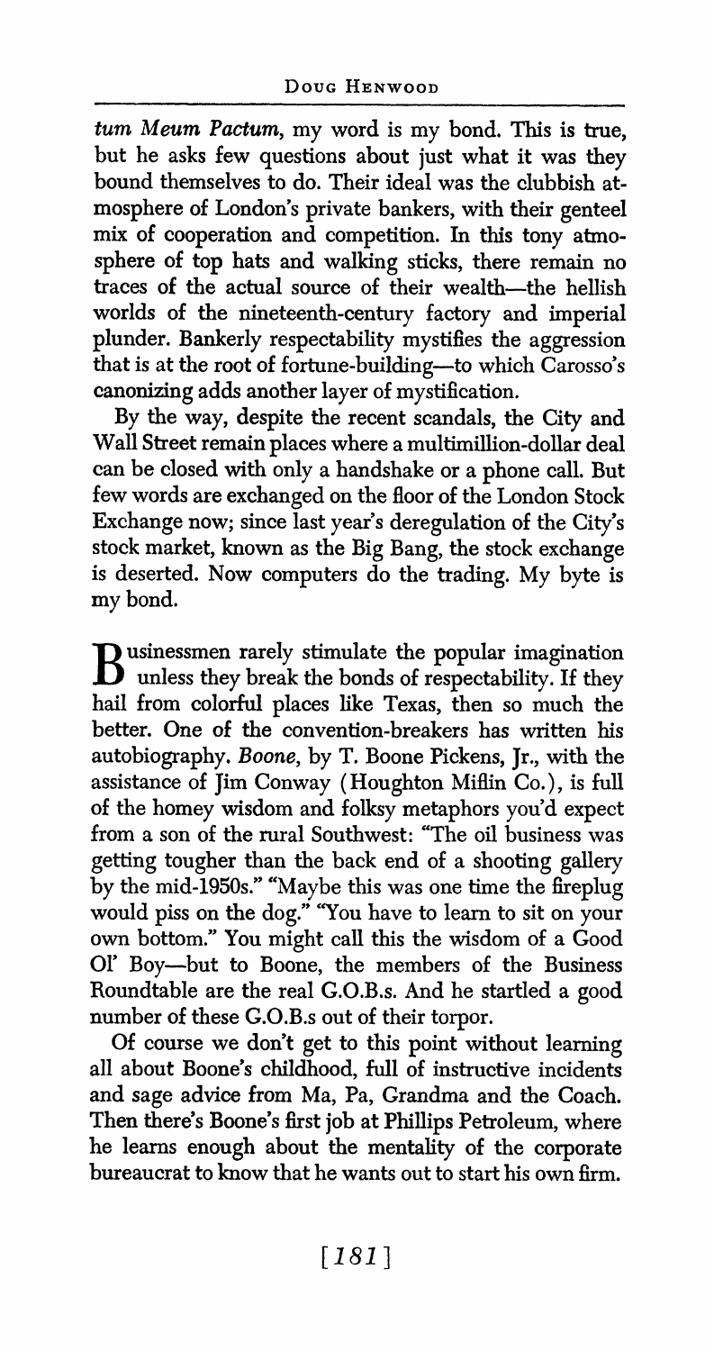*tum Meum Pactum*, my word is my bond. This is true, but he asks few questions about just what it was they bound themselves to do. Their ideal was the clubbish atmosphere of London's private bankers, with their genteel mix of cooperation and competition. In this tony atmosphere of top hats and walking sticks, there remain no traces of the actual source of their wealth—the hellish worlds of the nineteenth-century factory and imperial plunder. Bankerly respectability mystifies the aggression that is at the root of fortune-building—to which Carosso's canonizing adds another layer of mystification.

By the way, despite the recent scandals, the City and Wall Street remain places where a multimillion-dollar deal can be closed with only a handshake or a phone call. But few words are exchanged on the floor of the London Stock Exchange now; since last year's deregulation of the City's stock market, known as the Big Bang, the stock exchange is deserted. Now computers do the trading. My byte is my bond.

Businessmen rarely stimulate the popular imagination unless they break the bonds of respectability. If they hail from colorful places like Texas, then so much the better. One of the convention-breakers has written his autobiography. *Boone*, by T. Boone Pickens, Jr., with the assistance of Jim Conway (Houghton Mifflin Co.), is full of the homey wisdom and folksy metaphors you'd expect from a son of the rural Southwest: "The oil business was getting tougher than the back end of a shooting gallery by the mid-1950s." "Maybe this was one time the fireplug would piss on the dog." "You have to learn to sit on your own bottom." You might call this the wisdom of a Good Ol' Boy—but to Boone, the members of the Business Roundtable are the real G.O.B.s. And he startled a good number of these G.O.B.s out of their torpor.

Of course we don't get to this point without learning all about Boone's childhood, full of instructive incidents and sage advice from Ma, Pa, Grandma and the Coach. Then there's Boone's first job at Phillips Petroleum, where he learns enough about the mentality of the corporate bureaucrat to know that he wants out to start his own firm.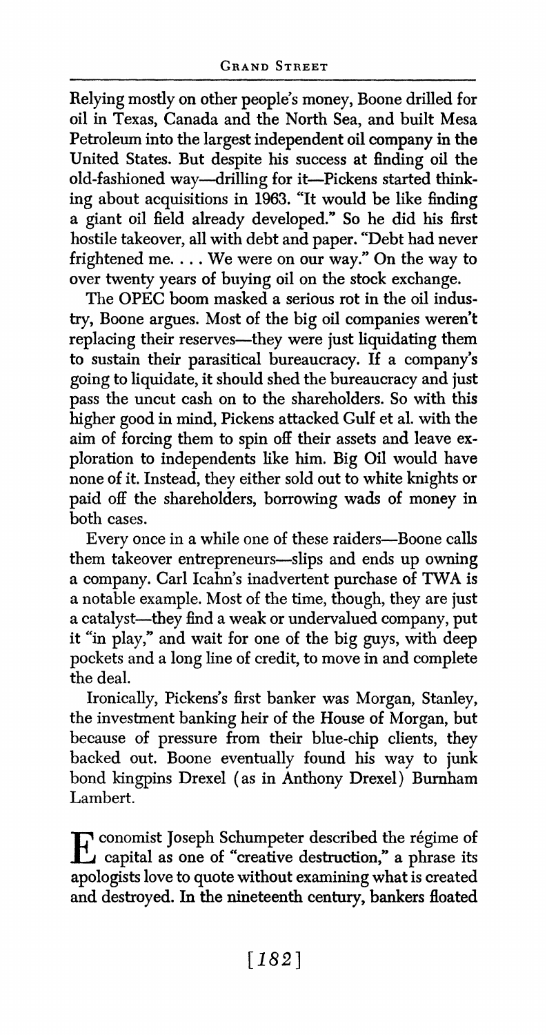Relying mostly on other people's money, Boone drilled for oil in Texas, Canada and the North Sea, and built Mesa Petroleum into the largest independent oil company in the United States. But despite his success at finding oil the old-fashioned way—drilling for it—Pickens started thinking about acquisitions in 1963. "It would be like finding a giant oil field already developed." So he did his first hostile takeover, all with debt and paper. "Debt had never frightened me. . . . We were on our way." On the way to over twenty years of buying oil on the stock exchange.

The OPEC boom masked a serious rot in the oil industry, Boone argues. Most of the big oil companies weren't replacing their reserves—they were just liquidating them to sustain their parasitical bureaucracy. If a company's going to liquidate, it should shed the bureaucracy and just pass the uncut cash on to the shareholders. So with this higher good in mind, Pickens attacked Gulf et al. with the aim of forcing them to spin off their assets and leave exploration to independents like him. Big Oil would have none of it. Instead, they either sold out to white knights or paid off the shareholders, borrowing wads of money in both cases.

Every once in a while one of these raiders—Boone calls them takeover entrepreneurs—slips and ends up owning a company. Carl Icahn's inadvertent purchase of TWA is a notable example. Most of the time, though, they are just a catalyst—they find a weak or undervalued company, put it "in play," and wait for one of the big guys, with deep pockets and a long line of credit, to move in and complete the deal.

Ironically, Pickens's first banker was Morgan, Stanley, the investment banking heir of the House of Morgan, but because of pressure from their blue-chip clients, they backed out. Boone eventually found his way to junk bond kingpins Drexel (as in Anthony Drexel) Burnham Lambert.

Economist Joseph Schumpeter described the régime of capital as one of "creative destruction," a phrase its apologists love to quote without examining what is created and destroyed. In the nineteenth century, bankers floated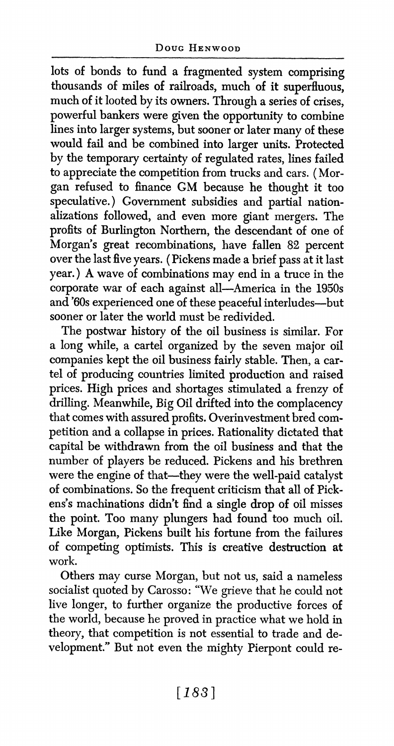lots of bonds to fund a fragmented system comprising thousands of miles of railroads, much of it superfluous, much of it looted by its owners. Through a series of crises, powerful bankers were given the opportunity to combine lines into larger systems, but sooner or later many of these would fail and be combined into larger units. Protected by the temporary certainty of regulated rates, lines failed to appreciate the competition from trucks and cars. (Morgan refused to finance GM because he thought it too speculative.) Government subsidies and partial nationalizations followed, and even more giant mergers. The profits of Burlington Northern, the descendant of one of Morgan's great recombinations, have fallen 82 percent over the last five years. (Pickens made a brief pass at it last year.) A wave of combinations may end in a truce in the corporate war of each against all—America in the 1950s and '60s experienced one of these peaceful interludes—but sooner or later the world must be redivided.

The postwar history of the oil business is similar. For a long while, a cartel organized by the seven major oil companies kept the oil business fairly stable. Then, a cartel of producing countries limited production and raised prices. High prices and shortages stimulated a frenzy of drilling. Meanwhile, Big Oil drifted into the complacency that comes with assured profits. Overinvestment bred competition and a collapse in prices. Rationality dictated that capital be withdrawn from the oil business and that the number of players be reduced. Pickens and his brethren were the engine of that—they were the well-paid catalyst of combinations. So the frequent criticism that all of Pickens's machinations didn't find a single drop of oil misses the point. Too many plungers had found too much oil. Like Morgan, Pickens built his fortune from the failures of competing optimists. This is creative destruction at work.

Others may curse Morgan, but not us, said a nameless socialist quoted by Carosso: "We grieve that he could not live longer, to further organize the productive forces of the world, because he proved in practice what we hold in theory, that competition is not essential to trade and development." But not even the mighty Pierpont could re-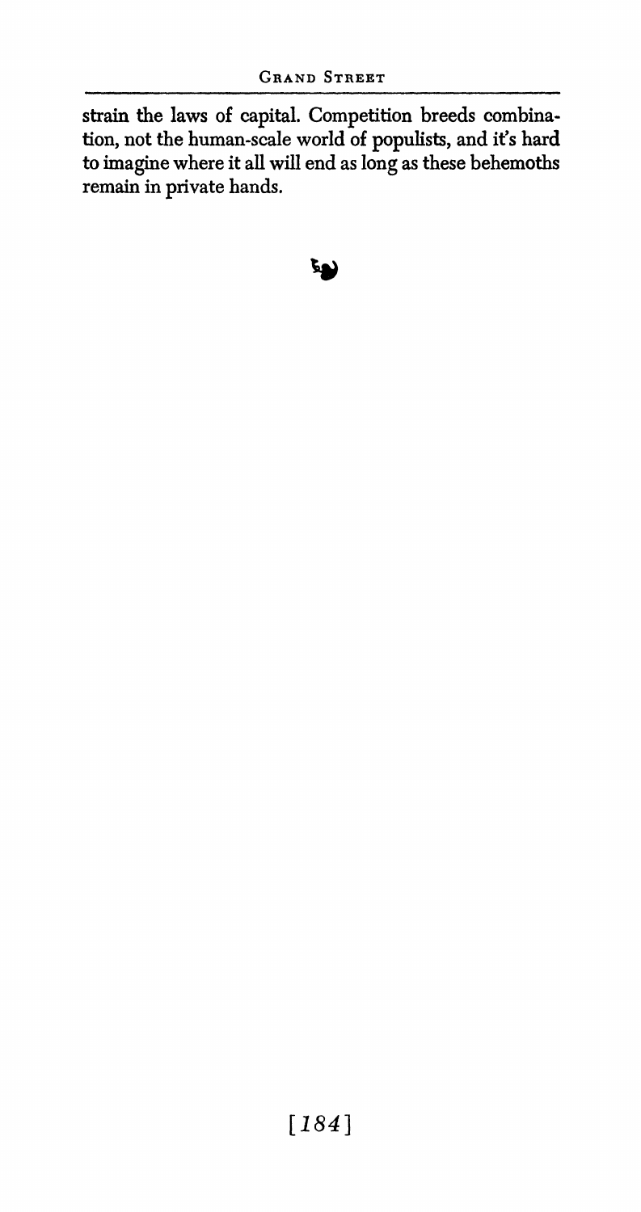strain the laws of capital. Competition breeds combination, not the human-scale world of populists, and it's hard to imagine where it all will end as long as these behemoths remain in private hands.